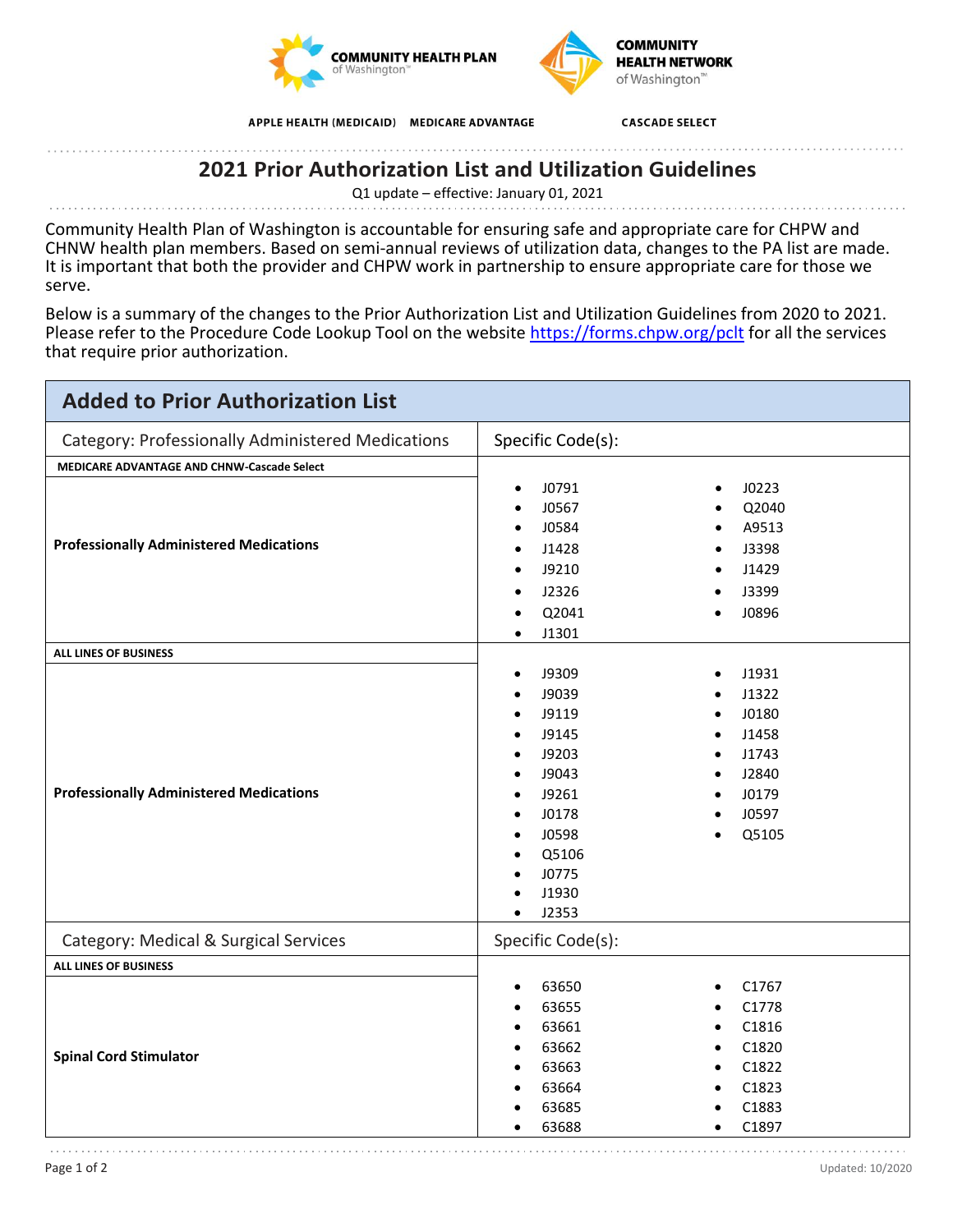COMMUNITY HEALTH PLAN of Washington™ | COMMUNITY HEALTH NETWORK of Washington™

APPLE HEALTH (MEDICAID) MEDICARE ADVANTAGE CASCADE SELECT

# 2021 Prior Authorization List and Utilization Guidelines

Q1 update – effective: January 01, 2021

Community Health Plan of Washington is accountable for ensuring safe and appropriate care for CHPW and CHNW health plan members. Based on semi-annual reviews of utilization data, changes to the PA list are made. It is important that both the provider and CHPW work in partnership to ensure appropriate care for those we serve.

Below is a summary of the changes to the Prior Authorization List and Utilization Guidelines from 2020 to 2021. Please refer to the Procedure Code Lookup Tool on the website https://forms.chpw.org/pclt for all the services that require prior authorization.

## Added to Prior Authorization List

| Category: Professionally Administered Medications | Specific Code(s): |
|---|---|
| **MEDICARE ADVANTAGE AND CHNW-Cascade Select** | |
| **Professionally Administered Medications** | J0791, J0567, J0584, J1428, J9210, J2326, Q2041, J1301, J0223, Q2040, A9513, J3398, J1429, J3399, J0896 |
| **ALL LINES OF BUSINESS** | |
| **Professionally Administered Medications** | J9309, J9039, J9119, J9145, J9203, J9043, J9261, J0178, J0598, Q5106, J0775, J1930, J2353, J1931, J1322, J0180, J1458, J1743, J2840, J0179, J0597, Q5105 |
| **Category: Medical & Surgical Services** | **Specific Code(s):** |
| **ALL LINES OF BUSINESS** | |
| **Spinal Cord Stimulator** | 63650, 63655, 63661, 63662, 63663, 63664, 63685, 63688, C1767, C1778, C1816, C1820, C1822, C1823, C1883, C1897 |

Updated: 10/2020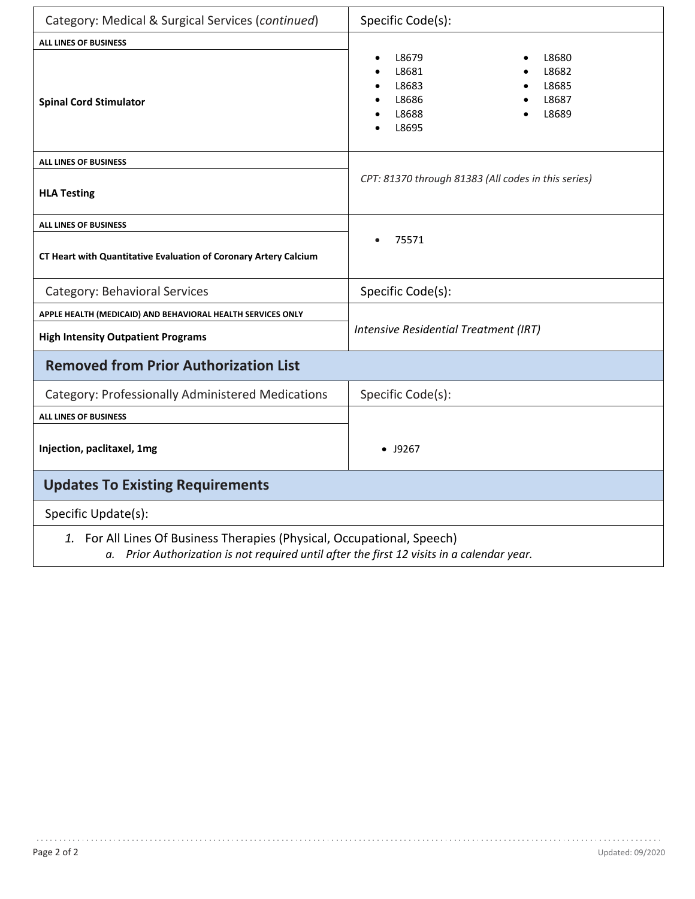| Category: Medical & Surgical Services (*continued*) | Specific Code(s): |
|---|---|
| **ALL LINES OF BUSINESS**<br>**Spinal Cord Stimulator** | • L8679<br>• L8680<br>• L8681<br>• L8682<br>• L8683<br>• L8685<br>• L8686<br>• L8687<br>• L8688<br>• L8689<br>• L8695 |
| **ALL LINES OF BUSINESS**<br>**HLA Testing** | *CPT: 81370 through 81383 (All codes in this series)* |
| **ALL LINES OF BUSINESS**<br>**CT Heart with Quantitative Evaluation of Coronary Artery Calcium** | • 75571 |

| Category: Behavioral Services | Specific Code(s): |
|---|---|
| **APPLE HEALTH (MEDICAID) AND BEHAVIORAL HEALTH SERVICES ONLY**<br>**High Intensity Outpatient Programs** | *Intensive Residential Treatment (IRT)* |

## Removed from Prior Authorization List

| Category: Professionally Administered Medications | Specific Code(s): |
|---|---|
| **ALL LINES OF BUSINESS**<br>**Injection, paclitaxel, 1mg** | • J9267 |

## Updates To Existing Requirements

Specific Update(s):

1. For All Lines Of Business Therapies (Physical, Occupational, Speech)
   a. *Prior Authorization is not required until after the first 12 visits in a calendar year.*

Updated: 09/2020